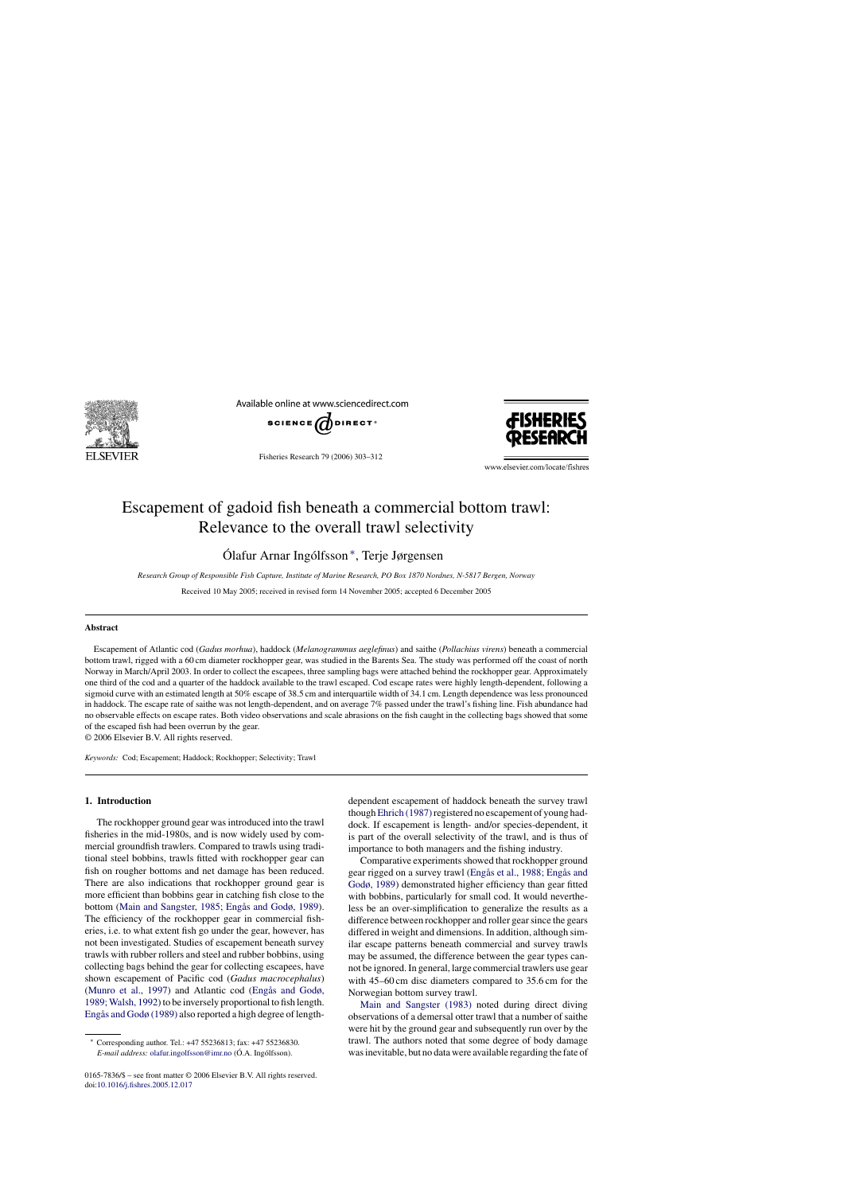# Escapement of gadoid fish beneath a commercial bottom trawl: Relevance to the overall trawl selectivity

Ólafur Arnar Ingólfsson*, Terje Jørgensen

*Research Group of Responsible Fish Capture, Institute of Marine Research, PO Box 1870 Nordnes, N-5817 Bergen, Norway*

Received 10 May 2005; received in revised form 14 November 2005; accepted 6 December 2005

## Abstract

Escapement of Atlantic cod (*Gadus morhua*), haddock (*Melanogrammus aeglefinus*) and saithe (*Pollachius virens*) beneath a commercial bottom trawl, rigged with a 60 cm diameter rockhopper gear, was studied in the Barents Sea. The study was performed off the coast of north Norway in March/April 2003. In order to collect the escapees, three sampling bags were attached behind the rockhopper gear. Approximately one third of the cod and a quarter of the haddock available to the trawl escaped. Cod escape rates were highly length-dependent, following a sigmoid curve with an estimated length at 50% escape of 38.5 cm and interquartile width of 34.1 cm. Length dependence was less pronounced in haddock. The escape rate of saithe was not length-dependent, and on average 7% passed under the trawl's fishing line. Fish abundance had no observable effects on escape rates. Both video observations and scale abrasions on the fish caught in the collecting bags showed that some of the escaped fish had been overrun by the gear.

© 2006 Elsevier B.V. All rights reserved.

*Keywords:* Cod; Escapement; Haddock; Rockhopper; Selectivity; Trawl

## 1. Introduction

The rockhopper ground gear was introduced into the trawl fisheries in the mid-1980s, and is now widely used by commercial groundfish trawlers. Compared to trawls using traditional steel bobbins, trawls fitted with rockhopper gear can fish on rougher bottoms and net damage has been reduced. There are also indications that rockhopper ground gear is more efficient than bobbins gear in catching fish close to the bottom (Main and Sangster, 1985; Engås and Godø, 1989). The efficiency of the rockhopper gear in commercial fisheries, i.e. to what extent fish go under the gear, however, has not been investigated. Studies of escapement beneath survey trawls with rubber rollers and steel and rubber bobbins, using collecting bags behind the gear for collecting escapees, have shown escapement of Pacific cod (*Gadus macrocephalus*) (Munro et al., 1997) and Atlantic cod (Engås and Godø, 1989; Walsh, 1992) to be inversely proportional to fish length. Engås and Godø (1989) also reported a high degree of length-dependent escapement of haddock beneath the survey trawl though Ehrich (1987) registered no escapement of young haddock. If escapement is length- and/or species-dependent, it is part of the overall selectivity of the trawl, and is thus of importance to both managers and the fishing industry.

Comparative experiments showed that rockhopper ground gear rigged on a survey trawl (Engås et al., 1988; Engås and Godø, 1989) demonstrated higher efficiency than gear fitted with bobbins, particularly for small cod. It would nevertheless be an over-simplification to generalize the results as a difference between rockhopper and roller gear since the gears differed in weight and dimensions. In addition, although similar escape patterns beneath commercial and survey trawls may be assumed, the difference between the gear types cannot be ignored. In general, large commercial trawlers use gear with 45–60 cm disc diameters compared to 35.6 cm for the Norwegian bottom survey trawl.

Main and Sangster (1983) noted during direct diving observations of a demersal otter trawl that a number of saithe were hit by the ground gear and subsequently run over by the trawl. The authors noted that some degree of body damage was inevitable, but no data were available regarding the fate of

---

* Corresponding author. Tel.: +47 55236813; fax: +47 55236830.
*E-mail address:* olafur.ingolfsson@imr.no (Ó.A. Ingólfsson).

0165-7836/$ – see front matter © 2006 Elsevier B.V. All rights reserved.
doi:10.1016/j.fishres.2005.12.017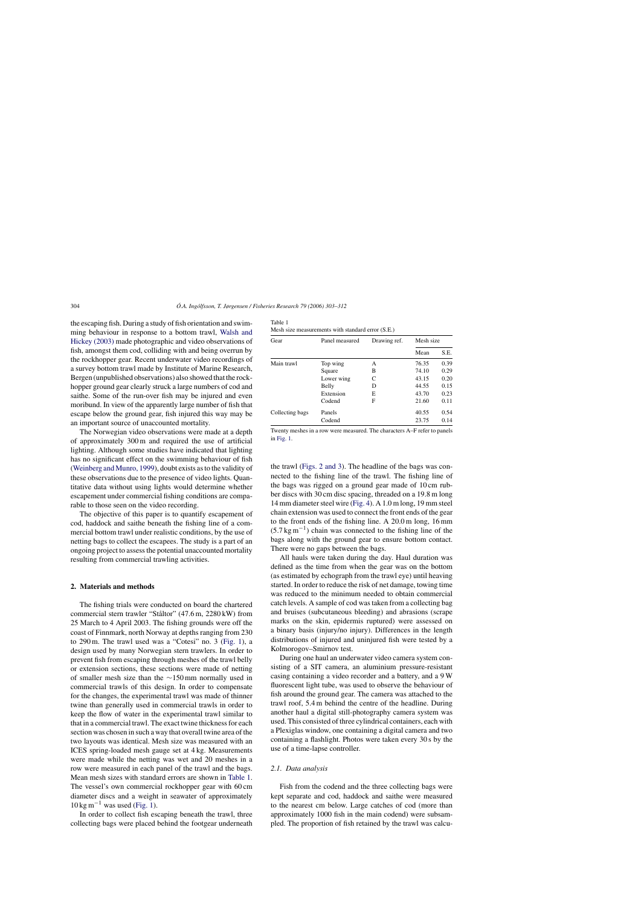the escaping fish. During a study of fish orientation and swimming behaviour in response to a bottom trawl, Walsh and Hickey (2003) made photographic and video observations of fish, amongst them cod, colliding with and being overrun by the rockhopper gear. Recent underwater video recordings of a survey bottom trawl made by Institute of Marine Research, Bergen (unpublished observations) also showed that the rockhopper ground gear clearly struck a large numbers of cod and saithe. Some of the run-over fish may be injured and even moribund. In view of the apparently large number of fish that escape below the ground gear, fish injured this way may be an important source of unaccounted mortality.

The Norwegian video observations were made at a depth of approximately 300 m and required the use of artificial lighting. Although some studies have indicated that lighting has no significant effect on the swimming behaviour of fish (Weinberg and Munro, 1999), doubt exists as to the validity of these observations due to the presence of video lights. Quantitative data without using lights would determine whether escapement under commercial fishing conditions are comparable to those seen on the video recording.

The objective of this paper is to quantify escapement of cod, haddock and saithe beneath the fishing line of a commercial bottom trawl under realistic conditions, by the use of netting bags to collect the escapees. The study is a part of an ongoing project to assess the potential unaccounted mortality resulting from commercial trawling activities.

## 2. Materials and methods

The fishing trials were conducted on board the chartered commercial stern trawler "Ståltor" (47.6 m, 2280 kW) from 25 March to 4 April 2003. The fishing grounds were off the coast of Finnmark, north Norway at depths ranging from 230 to 290 m. The trawl used was a "Cotesi" no. 3 (Fig. 1), a design used by many Norwegian stern trawlers. In order to prevent fish from escaping through meshes of the trawl belly or extension sections, these sections were made of netting of smaller mesh size than the ∼150 mm normally used in commercial trawls of this design. In order to compensate for the changes, the experimental trawl was made of thinner twine than generally used in commercial trawls in order to keep the flow of water in the experimental trawl similar to that in a commercial trawl. The exact twine thickness for each section was chosen in such a way that overall twine area of the two layouts was identical. Mesh size was measured with an ICES spring-loaded mesh gauge set at 4 kg. Measurements were made while the netting was wet and 20 meshes in a row were measured in each panel of the trawl and the bags. Mean mesh sizes with standard errors are shown in Table 1. The vessel's own commercial rockhopper gear with 60 cm diameter discs and a weight in seawater of approximately $10\,\mathrm{kg\,m^{-1}}$ was used (Fig. 1).

In order to collect fish escaping beneath the trawl, three collecting bags were placed behind the footgear underneath the trawl (Figs. 2 and 3). The headline of the bags was connected to the fishing line of the trawl. The fishing line of the bags was rigged on a ground gear made of 10 cm rubber discs with 30 cm disc spacing, threaded on a 19.8 m long 14 mm diameter steel wire (Fig. 4). A 1.0 m long, 19 mm steel chain extension was used to connect the front ends of the gear to the front ends of the fishing line. A 20.0 m long, 16 mm ($5.7\,\mathrm{kg\,m^{-1}}$) chain was connected to the fishing line of the bags along with the ground gear to ensure bottom contact. There were no gaps between the bags.

All hauls were taken during the day. Haul duration was defined as the time from when the gear was on the bottom (as estimated by echograph from the trawl eye) until heaving started. In order to reduce the risk of net damage, towing time was reduced to the minimum needed to obtain commercial catch levels. A sample of cod was taken from a collecting bag and bruises (subcutaneous bleeding) and abrasions (scrape marks on the skin, epidermis ruptured) were assessed on a binary basis (injury/no injury). Differences in the length distributions of injured and uninjured fish were tested by a Kolmorogov–Smirnov test.

During one haul an underwater video camera system consisting of a SIT camera, an aluminium pressure-resistant casing containing a video recorder and a battery, and a 9 W fluorescent light tube, was used to observe the behaviour of fish around the ground gear. The camera was attached to the trawl roof, 5.4 m behind the centre of the headline. During another haul a digital still-photography camera system was used. This consisted of three cylindrical containers, each with a Plexiglas window, one containing a digital camera and two containing a flashlight. Photos were taken every 30 s by the use of a time-lapse controller.

### 2.1. Data analysis

Fish from the codend and the three collecting bags were kept separate and cod, haddock and saithe were measured to the nearest cm below. Large catches of cod (more than approximately 1000 fish in the main codend) were subsampled. The proportion of fish retained by the trawl was calcu-

Table 1
Mesh size measurements with standard error (S.E.)

| Gear | Panel measured | Drawing ref. | Mesh size | |
|---|---|---|---|---|
| | | | Mean | S.E. |
| Main trawl | Top wing | A | 76.35 | 0.39 |
| | Square | B | 74.10 | 0.29 |
| | Lower wing | C | 43.15 | 0.20 |
| | Belly | D | 44.55 | 0.15 |
| | Extension | E | 43.70 | 0.23 |
| | Codend | F | 21.60 | 0.11 |
| Collecting bags | Panels | | 40.55 | 0.54 |
| | Codend | | 23.75 | 0.14 |

Twenty meshes in a row were measured. The characters A–F refer to panels in Fig. 1.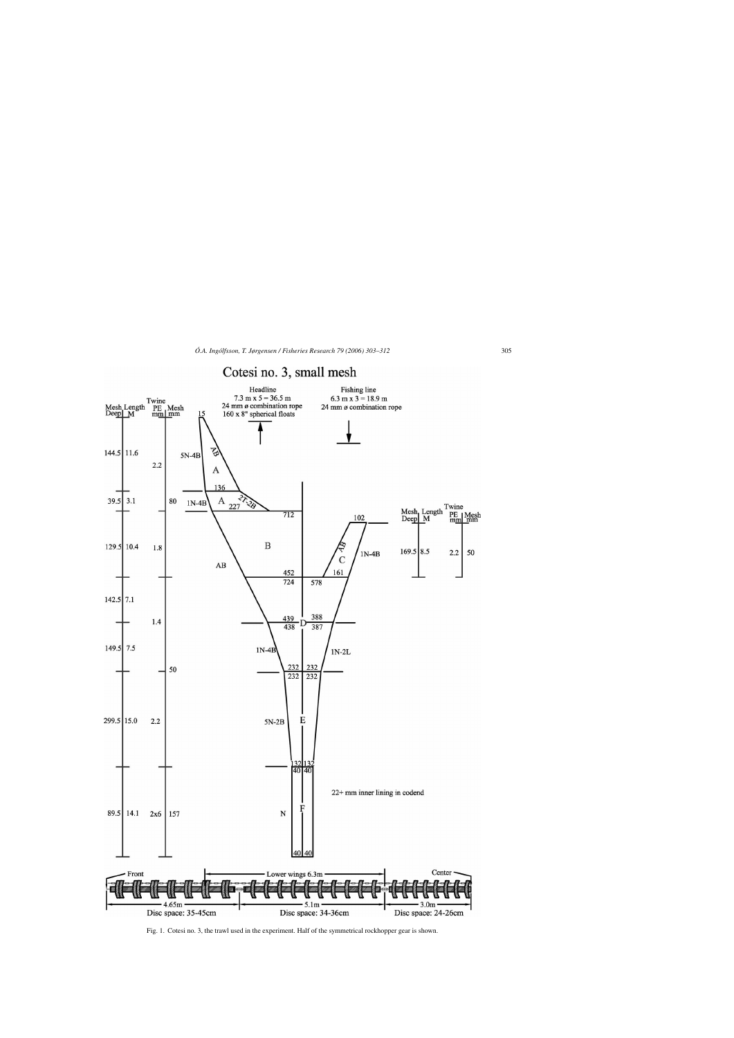Fig. 1. Cotesi no. 3, the trawl used in the experiment. Half of the symmetrical rockhopper gear is shown.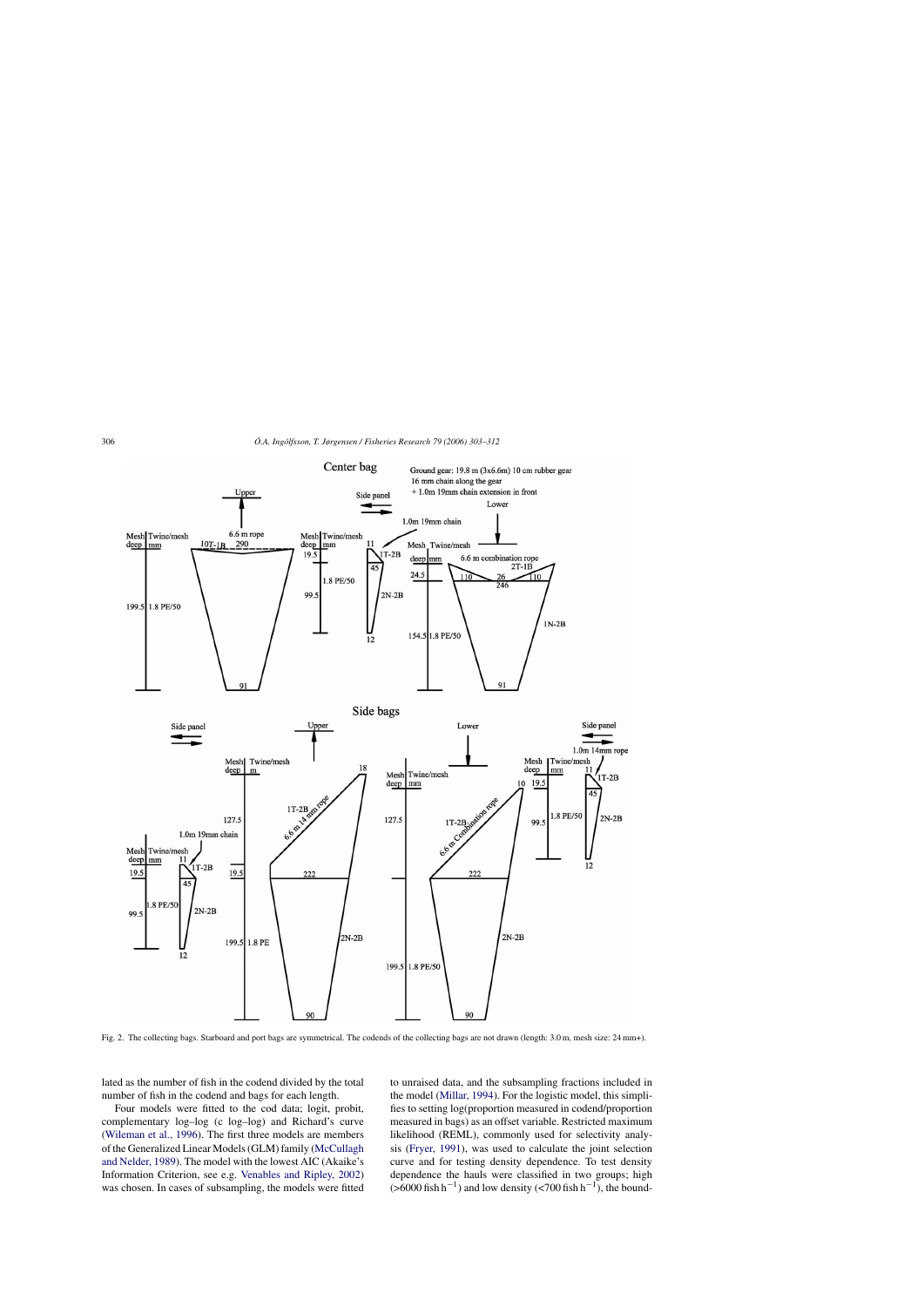Fig. 2. The collecting bags. Starboard and port bags are symmetrical. The codends of the collecting bags are not drawn (length: 3.0 m, mesh size: 24 mm+).

lated as the number of fish in the codend divided by the total number of fish in the codend and bags for each length.

Four models were fitted to the cod data; logit, probit, complementary log–log (c log–log) and Richard's curve (Wileman et al., 1996). The first three models are members of the Generalized Linear Models (GLM) family (McCullagh and Nelder, 1989). The model with the lowest AIC (Akaike's Information Criterion, see e.g. Venables and Ripley, 2002) was chosen. In cases of subsampling, the models were fitted to unraised data, and the subsampling fractions included in the model (Millar, 1994). For the logistic model, this simplifies to setting log(proportion measured in codend/proportion measured in bags) as an offset variable. Restricted maximum likelihood (REML), commonly used for selectivity analysis (Fryer, 1991), was used to calculate the joint selection curve and for testing density dependence. To test density dependence the hauls were classified in two groups; high (>6000 fish $h^{-1}$) and low density (<700 fish $h^{-1}$), the bound-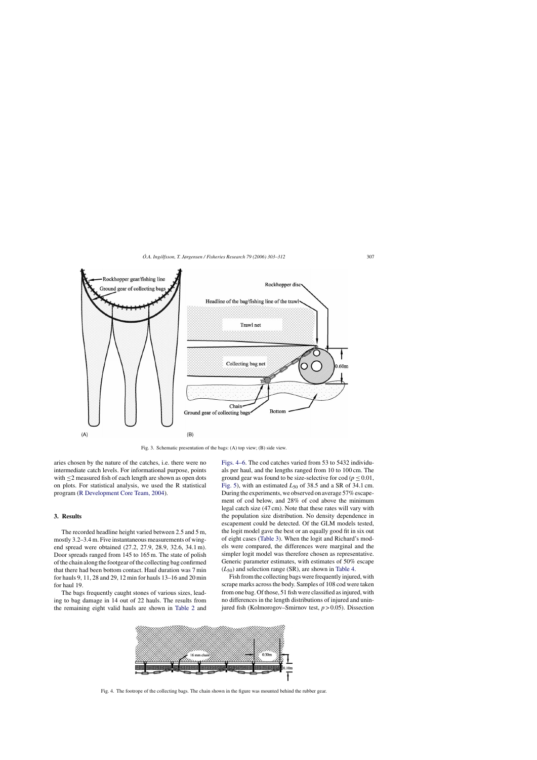Fig. 3. Schematic presentation of the bags: (A) top view; (B) side view.

aries chosen by the nature of the catches, i.e. there were no intermediate catch levels. For informational purpose, points with ≤2 measured fish of each length are shown as open dots on plots. For statistical analysis, we used the R statistical program (R Development Core Team, 2004).

## 3. Results

The recorded headline height varied between 2.5 and 5 m, mostly 3.2–3.4 m. Five instantaneous measurements of wing-end spread were obtained (27.2, 27.9, 28.9, 32.6, 34.1 m). Door spreads ranged from 145 to 165 m. The state of polish of the chain along the footgear of the collecting bag confirmed that there had been bottom contact. Haul duration was 7 min for hauls 9, 11, 28 and 29, 12 min for hauls 13–16 and 20 min for haul 19.

The bags frequently caught stones of various sizes, leading to bag damage in 14 out of 22 hauls. The results from the remaining eight valid hauls are shown in Table 2 and Figs. 4–6. The cod catches varied from 53 to 5432 individuals per haul, and the lengths ranged from 10 to 100 cm. The ground gear was found to be size-selective for cod ($p \leq 0.01$, Fig. 5), with an estimated $L_{50}$ of 38.5 and a SR of 34.1 cm. During the experiments, we observed on average 57% escapement of cod below, and 28% of cod above the minimum legal catch size (47 cm). Note that these rates will vary with the population size distribution. No density dependence in escapement could be detected. Of the GLM models tested, the logit model gave the best or an equally good fit in six out of eight cases (Table 3). When the logit and Richard's models were compared, the differences were marginal and the simpler logit model was therefore chosen as representative. Generic parameter estimates, with estimates of 50% escape ($L_{50}$) and selection range (SR), are shown in Table 4.

Fish from the collecting bags were frequently injured, with scrape marks across the body. Samples of 108 cod were taken from one bag. Of those, 51 fish were classified as injured, with no differences in the length distributions of injured and uninjured fish (Kolmorogov–Smirnov test, $p > 0.05$). Dissection

Fig. 4. The footrope of the collecting bags. The chain shown in the figure was mounted behind the rubber gear.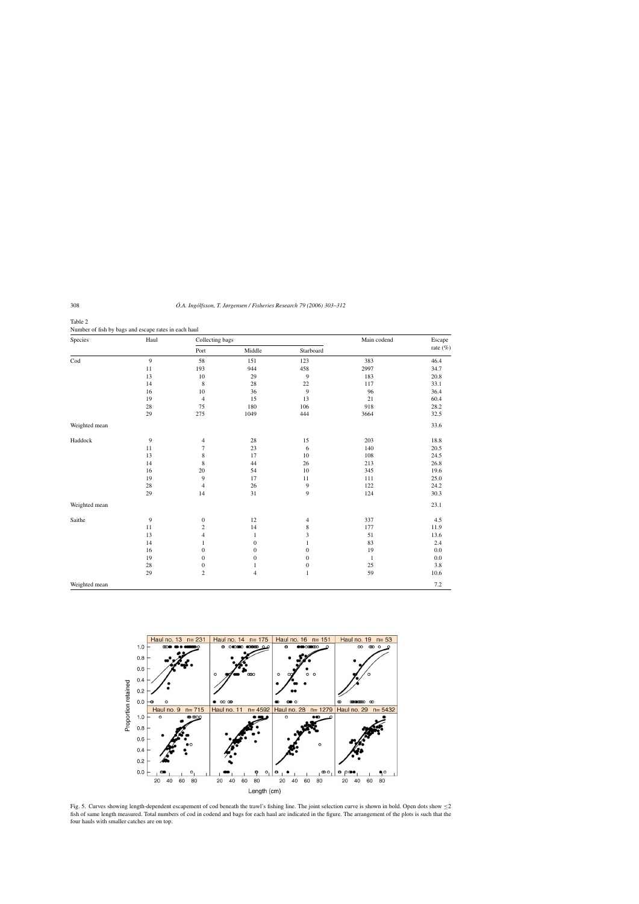Table 2
Number of fish by bags and escape rates in each haul

| Species | Haul | Collecting bags | | | Main codend | Escape rate (%) |
|---|---|---|---|---|---|---|
| | | Port | Middle | Starboard | | |
| Cod | 9 | 58 | 151 | 123 | 383 | 46.4 |
| | 11 | 193 | 944 | 458 | 2997 | 34.7 |
| | 13 | 10 | 29 | 9 | 183 | 20.8 |
| | 14 | 8 | 28 | 22 | 117 | 33.1 |
| | 16 | 10 | 36 | 9 | 96 | 36.4 |
| | 19 | 4 | 15 | 13 | 21 | 60.4 |
| | 28 | 75 | 180 | 106 | 918 | 28.2 |
| | 29 | 275 | 1049 | 444 | 3664 | 32.5 |
| Weighted mean | | | | | | 33.6 |
| Haddock | 9 | 4 | 28 | 15 | 203 | 18.8 |
| | 11 | 7 | 23 | 6 | 140 | 20.5 |
| | 13 | 8 | 17 | 10 | 108 | 24.5 |
| | 14 | 8 | 44 | 26 | 213 | 26.8 |
| | 16 | 20 | 54 | 10 | 345 | 19.6 |
| | 19 | 9 | 17 | 11 | 111 | 25.0 |
| | 28 | 4 | 26 | 9 | 122 | 24.2 |
| | 29 | 14 | 31 | 9 | 124 | 30.3 |
| Weighted mean | | | | | | 23.1 |
| Saithe | 9 | 0 | 12 | 4 | 337 | 4.5 |
| | 11 | 2 | 14 | 8 | 177 | 11.9 |
| | 13 | 4 | 1 | 3 | 51 | 13.6 |
| | 14 | 1 | 0 | 1 | 83 | 2.4 |
| | 16 | 0 | 0 | 0 | 19 | 0.0 |
| | 19 | 0 | 0 | 0 | 1 | 0.0 |
| | 28 | 0 | 1 | 0 | 25 | 3.8 |
| | 29 | 2 | 4 | 1 | 59 | 10.6 |
| Weighted mean | | | | | | 7.2 |

Fig. 5. Curves showing length-dependent escapement of cod beneath the trawl's fishing line. The joint selection curve is shown in bold. Open dots show $\leq 2$ fish of same length measured. Total numbers of cod in codend and bags for each haul are indicated in the figure. The arrangement of the plots is such that the four hauls with smaller catches are on top.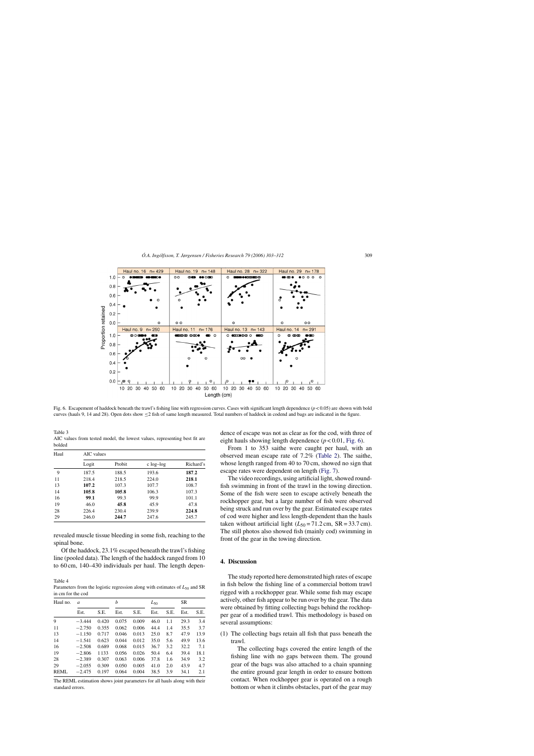Fig. 6. Escapement of haddock beneath the trawl's fishing line with regression curves. Cases with significant length dependence ($p < 0.05$) are shown with bold curves (hauls 9, 14 and 28). Open dots show ≤2 fish of same length measured. Total numbers of haddock in codend and bags are indicated in the figure.

Table 3
AIC values from tested model, the lowest values, representing best fit are bolded

| Haul | AIC values | | | |
|---|---|---|---|---|
| | Logit | Probit | c log–log | Richard's |
| 9 | 187.5 | 188.5 | 193.6 | **187.2** |
| 11 | 218.4 | 218.5 | 224.0 | **218.1** |
| 13 | **107.2** | 107.3 | 107.7 | 108.7 |
| 14 | **105.8** | **105.8** | 106.3 | 107.3 |
| 16 | **99.1** | 99.3 | 99.9 | 101.1 |
| 19 | 46.0 | **45.8** | 45.9 | 47.8 |
| 28 | 226.4 | 230.4 | 239.9 | **224.8** |
| 29 | 246.0 | **244.7** | 247.6 | 245.7 |

revealed muscle tissue bleeding in some fish, reaching to the spinal bone.

Of the haddock, 23.1% escaped beneath the trawl's fishing line (pooled data). The length of the haddock ranged from 10 to 60 cm, 140–430 individuals per haul. The length dependence of escape was not as clear as for the cod, with three of eight hauls showing length dependence ($p < 0.01$, Fig. 6).

From 1 to 353 saithe were caught per haul, with an observed mean escape rate of 7.2% (Table 2). The saithe, whose length ranged from 40 to 70 cm, showed no sign that escape rates were dependent on length (Fig. 7).

The video recordings, using artificial light, showed roundfish swimming in front of the trawl in the towing direction. Some of the fish were seen to escape actively beneath the rockhopper gear, but a large number of fish were observed being struck and run over by the gear. Estimated escape rates of cod were higher and less length-dependent than the hauls taken without artificial light ($L_{50} = 71.2$ cm, SR = 33.7 cm). The still photos also showed fish (mainly cod) swimming in front of the gear in the towing direction.

Table 4
Parameters from the logistic regression along with estimates of $L_{50}$ and SR in cm for the cod

| Haul no. | $a$ | | $b$ | | $L_{50}$ | | SR | |
|---|---|---|---|---|---|---|---|---|
| | Est. | S.E. | Est. | S.E. | Est. | S.E. | Est. | S.E. |
| 9 | −3.444 | 0.420 | 0.075 | 0.009 | 46.0 | 1.1 | 29.3 | 3.4 |
| 11 | −2.750 | 0.355 | 0.062 | 0.006 | 44.4 | 1.4 | 35.5 | 3.7 |
| 13 | −1.150 | 0.717 | 0.046 | 0.013 | 25.0 | 8.7 | 47.9 | 13.9 |
| 14 | −1.541 | 0.623 | 0.044 | 0.012 | 35.0 | 5.6 | 49.9 | 13.6 |
| 16 | −2.508 | 0.689 | 0.068 | 0.015 | 36.7 | 3.2 | 32.2 | 7.1 |
| 19 | −2.806 | 1.133 | 0.056 | 0.026 | 50.4 | 6.4 | 39.4 | 18.1 |
| 28 | −2.389 | 0.307 | 0.063 | 0.006 | 37.8 | 1.6 | 34.9 | 3.2 |
| 29 | −2.055 | 0.309 | 0.050 | 0.005 | 41.0 | 2.0 | 43.9 | 4.7 |
| REML | −2.475 | 0.197 | 0.064 | 0.004 | 38.5 | 3.9 | 34.1 | 2.1 |

The REML estimation shows joint parameters for all hauls along with their standard errors.

## 4. Discussion

The study reported here demonstrated high rates of escape in fish below the fishing line of a commercial bottom trawl rigged with a rockhopper gear. While some fish may escape actively, other fish appear to be run over by the gear. The data were obtained by fitting collecting bags behind the rockhopper gear of a modified trawl. This methodology is based on several assumptions:

(1) The collecting bags retain all fish that pass beneath the trawl.

The collecting bags covered the entire length of the fishing line with no gaps between them. The ground gear of the bags was also attached to a chain spanning the entire ground gear length in order to ensure bottom contact. When rockhopper gear is operated on a rough bottom or when it climbs obstacles, part of the gear may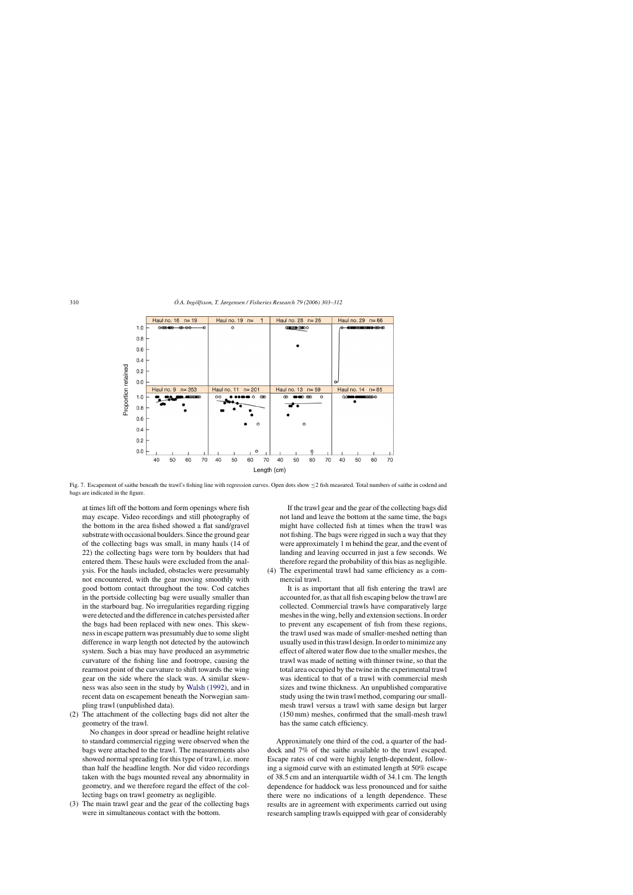Haul no. 16 n= 19
Haul no. 19 n= 1
Haul no. 28 n= 26
Haul no. 29 n= 66
Haul no. 9 n= 353
Haul no. 11 n= 201
Haul no. 13 n= 59
Haul no. 14 n= 85
Proportion retained
1.0
0.8
0.6
0.4
0.2
0.0
40 50 60 70
Length (cm)

Fig. 7. Escapement of saithe beneath the trawl's fishing line with regression curves. Open dots show ≤2 fish measured. Total numbers of saithe in codend and bags are indicated in the figure.

at times lift off the bottom and form openings where fish may escape. Video recordings and still photography of the bottom in the area fished showed a flat sand/gravel substrate with occasional boulders. Since the ground gear of the collecting bags was small, in many hauls (14 of 22) the collecting bags were torn by boulders that had entered them. These hauls were excluded from the analysis. For the hauls included, obstacles were presumably not encountered, with the gear moving smoothly with good bottom contact throughout the tow. Cod catches in the portside collecting bag were usually smaller than in the starboard bag. No irregularities regarding rigging were detected and the difference in catches persisted after the bags had been replaced with new ones. This skewness in escape pattern was presumably due to some slight difference in warp length not detected by the autowinch system. Such a bias may have produced an asymmetric curvature of the fishing line and footrope, causing the rearmost point of the curvature to shift towards the wing gear on the side where the slack was. A similar skewness was also seen in the study by Walsh (1992), and in recent data on escapement beneath the Norwegian sampling trawl (unpublished data).

(2) The attachment of the collecting bags did not alter the geometry of the trawl.

    No changes in door spread or headline height relative to standard commercial rigging were observed when the bags were attached to the trawl. The measurements also showed normal spreading for this type of trawl, i.e. more than half the headline length. Nor did video recordings taken with the bags mounted reveal any abnormality in geometry, and we therefore regard the effect of the collecting bags on trawl geometry as negligible.

(3) The main trawl gear and the gear of the collecting bags were in simultaneous contact with the bottom.

    If the trawl gear and the gear of the collecting bags did not land and leave the bottom at the same time, the bags might have collected fish at times when the trawl was not fishing. The bags were rigged in such a way that they were approximately 1 m behind the gear, and the event of landing and leaving occurred in just a few seconds. We therefore regard the probability of this bias as negligible.

(4) The experimental trawl had same efficiency as a commercial trawl.

    It is as important that all fish entering the trawl are accounted for, as that all fish escaping below the trawl are collected. Commercial trawls have comparatively large meshes in the wing, belly and extension sections. In order to prevent any escapement of fish from these regions, the trawl used was made of smaller-meshed netting than usually used in this trawl design. In order to minimize any effect of altered water flow due to the smaller meshes, the trawl was made of netting with thinner twine, so that the total area occupied by the twine in the experimental trawl was identical to that of a trawl with commercial mesh sizes and twine thickness. An unpublished comparative study using the twin trawl method, comparing our small-mesh trawl versus a trawl with same design but larger (150 mm) meshes, confirmed that the small-mesh trawl has the same catch efficiency.

Approximately one third of the cod, a quarter of the haddock and 7% of the saithe available to the trawl escaped. Escape rates of cod were highly length-dependent, following a sigmoid curve with an estimated length at 50% escape of 38.5 cm and an interquartile width of 34.1 cm. The length dependence for haddock was less pronounced and for saithe there were no indications of a length dependence. These results are in agreement with experiments carried out using research sampling trawls equipped with gear of considerably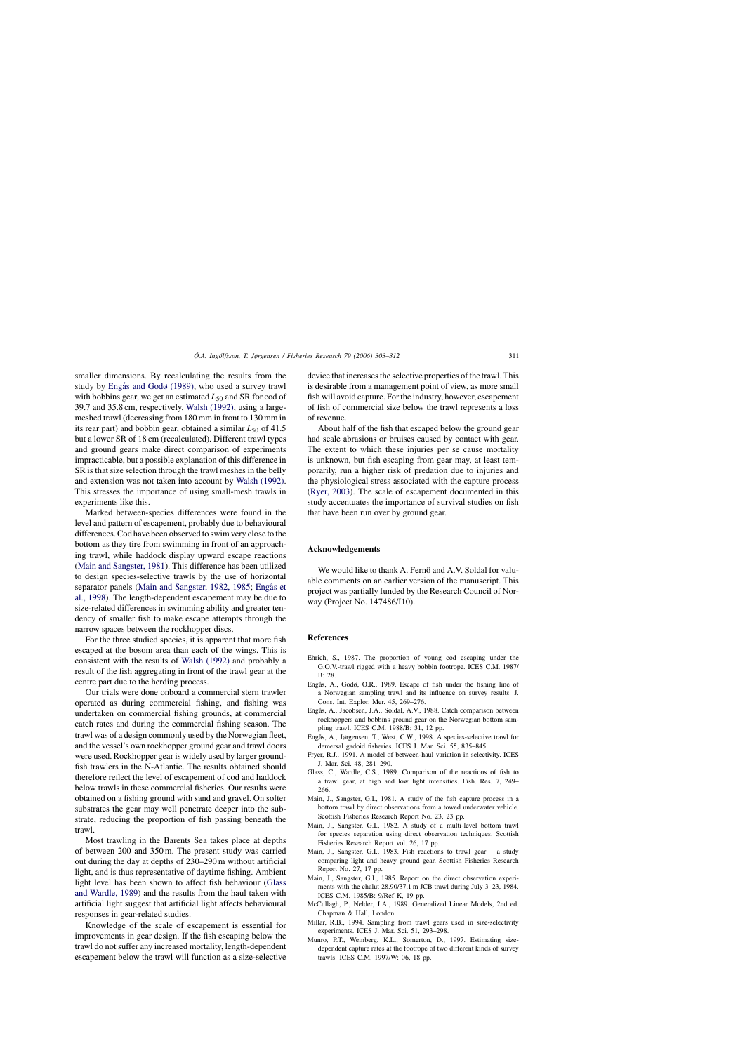smaller dimensions. By recalculating the results from the study by Engås and Godø (1989), who used a survey trawl with bobbins gear, we get an estimated $L_{50}$ and SR for cod of 39.7 and 35.8 cm, respectively. Walsh (1992), using a large-meshed trawl (decreasing from 180 mm in front to 130 mm in its rear part) and bobbin gear, obtained a similar $L_{50}$ of 41.5 but a lower SR of 18 cm (recalculated). Different trawl types and ground gears make direct comparison of experiments impracticable, but a possible explanation of this difference in SR is that size selection through the trawl meshes in the belly and extension was not taken into account by Walsh (1992). This stresses the importance of using small-mesh trawls in experiments like this.

Marked between-species differences were found in the level and pattern of escapement, probably due to behavioural differences. Cod have been observed to swim very close to the bottom as they tire from swimming in front of an approaching trawl, while haddock display upward escape reactions (Main and Sangster, 1981). This difference has been utilized to design species-selective trawls by the use of horizontal separator panels (Main and Sangster, 1982, 1985; Engås et al., 1998). The length-dependent escapement may be due to size-related differences in swimming ability and greater tendency of smaller fish to make escape attempts through the narrow spaces between the rockhopper discs.

For the three studied species, it is apparent that more fish escaped at the bosom area than each of the wings. This is consistent with the results of Walsh (1992) and probably a result of the fish aggregating in front of the trawl gear at the centre part due to the herding process.

Our trials were done onboard a commercial stern trawler operated as during commercial fishing, and fishing was undertaken on commercial fishing grounds, at commercial catch rates and during the commercial fishing season. The trawl was of a design commonly used by the Norwegian fleet, and the vessel's own rockhopper ground gear and trawl doors were used. Rockhopper gear is widely used by larger groundfish trawlers in the N-Atlantic. The results obtained should therefore reflect the level of escapement of cod and haddock below trawls in these commercial fisheries. Our results were obtained on a fishing ground with sand and gravel. On softer substrates the gear may well penetrate deeper into the substrate, reducing the proportion of fish passing beneath the trawl.

Most trawling in the Barents Sea takes place at depths of between 200 and 350 m. The present study was carried out during the day at depths of 230–290 m without artificial light, and is thus representative of daytime fishing. Ambient light level has been shown to affect fish behaviour (Glass and Wardle, 1989) and the results from the haul taken with artificial light suggest that artificial light affects behavioural responses in gear-related studies.

Knowledge of the scale of escapement is essential for improvements in gear design. If the fish escaping below the trawl do not suffer any increased mortality, length-dependent escapement below the trawl will function as a size-selective device that increases the selective properties of the trawl. This is desirable from a management point of view, as more small fish will avoid capture. For the industry, however, escapement of fish of commercial size below the trawl represents a loss of revenue.

About half of the fish that escaped below the ground gear had scale abrasions or bruises caused by contact with gear. The extent to which these injuries per se cause mortality is unknown, but fish escaping from gear may, at least temporarily, run a higher risk of predation due to injuries and the physiological stress associated with the capture process (Ryer, 2003). The scale of escapement documented in this study accentuates the importance of survival studies on fish that have been run over by ground gear.

## Acknowledgements

We would like to thank A. Fernö and A.V. Soldal for valuable comments on an earlier version of the manuscript. This project was partially funded by the Research Council of Norway (Project No. 147486/I10).

## References

Ehrich, S., 1987. The proportion of young cod escaping under the G.O.V.-trawl rigged with a heavy bobbin footrope. ICES C.M. 1987/ B: 28.

Engås, A., Godø, O.R., 1989. Escape of fish under the fishing line of a Norwegian sampling trawl and its influence on survey results. J. Cons. Int. Explor. Mer. 45, 269–276.

Engås, A., Jacobsen, J.A., Soldal, A.V., 1988. Catch comparison between rockhoppers and bobbins ground gear on the Norwegian bottom sampling trawl. ICES C.M. 1988/B: 31, 12 pp.

Engås, A., Jørgensen, T., West, C.W., 1998. A species-selective trawl for demersal gadoid fisheries. ICES J. Mar. Sci. 55, 835–845.

Fryer, R.J., 1991. A model of between-haul variation in selectivity. ICES J. Mar. Sci. 48, 281–290.

Glass, C., Wardle, C.S., 1989. Comparison of the reactions of fish to a trawl gear, at high and low light intensities. Fish. Res. 7, 249–266.

Main, J., Sangster, G.I., 1981. A study of the fish capture process in a bottom trawl by direct observations from a towed underwater vehicle. Scottish Fisheries Research Report No. 23, 23 pp.

Main, J., Sangster, G.I., 1982. A study of a multi-level bottom trawl for species separation using direct observation techniques. Scottish Fisheries Research Report vol. 26, 17 pp.

Main, J., Sangster, G.I., 1983. Fish reactions to trawl gear – a study comparing light and heavy ground gear. Scottish Fisheries Research Report No. 27, 17 pp.

Main, J., Sangster, G.I., 1985. Report on the direct observation experiments with the chalut 28.90/37.1 m JCB trawl during July 3–23, 1984. ICES C.M. 1985/B: 9/Ref K, 19 pp.

McCullagh, P., Nelder, J.A., 1989. Generalized Linear Models, 2nd ed. Chapman & Hall, London.

Millar, R.B., 1994. Sampling from trawl gears used in size-selectivity experiments. ICES J. Mar. Sci. 51, 293–298.

Munro, P.T., Weinberg, K.L., Somerton, D., 1997. Estimating size-dependent capture rates at the footrope of two different kinds of survey trawls. ICES C.M. 1997/W: 06, 18 pp.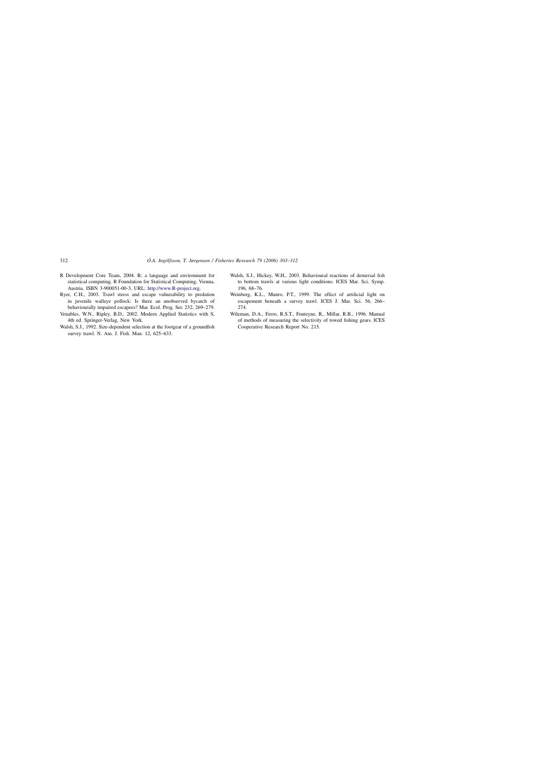R Development Core Team, 2004. R: a language and environment for statistical computing. R Foundation for Statistical Computing, Vienna, Austria. ISBN 3-900051-00-3, URL: http://www.R-project.org.

Ryer, C.H., 2003. Trawl stress and escape vulnerability to predation in juvenile walleye pollock: Is there an unobserved bycatch of behaviourally impaired escapees? Mar. Ecol. Prog. Ser. 232, 269–279.

Venables, W.N., Ripley, B.D., 2002. Modern Applied Statistics with S, 4th ed. Springer-Verlag, New York.

Walsh, S.J., 1992. Size-dependent selection at the footgear of a groundfish survey trawl. N. Am. J. Fish. Man. 12, 625–633.

Walsh, S.J., Hickey, W.H., 2003. Behavioural reactions of demersal fish to bottom trawls at various light conditions. ICES Mar. Sci. Symp. 196, 68–76.

Weinberg, K.L., Munro, P.T., 1999. The effect of artificial light on escapement beneath a survey trawl. ICES J. Mar. Sci. 56, 266–274.

Wileman, D.A., Ferro, R.S.T., Fonteyne, R., Millar, R.B., 1996. Manual of methods of measuring the selectivity of towed fishing gears. ICES Cooperative Research Report No. 215.